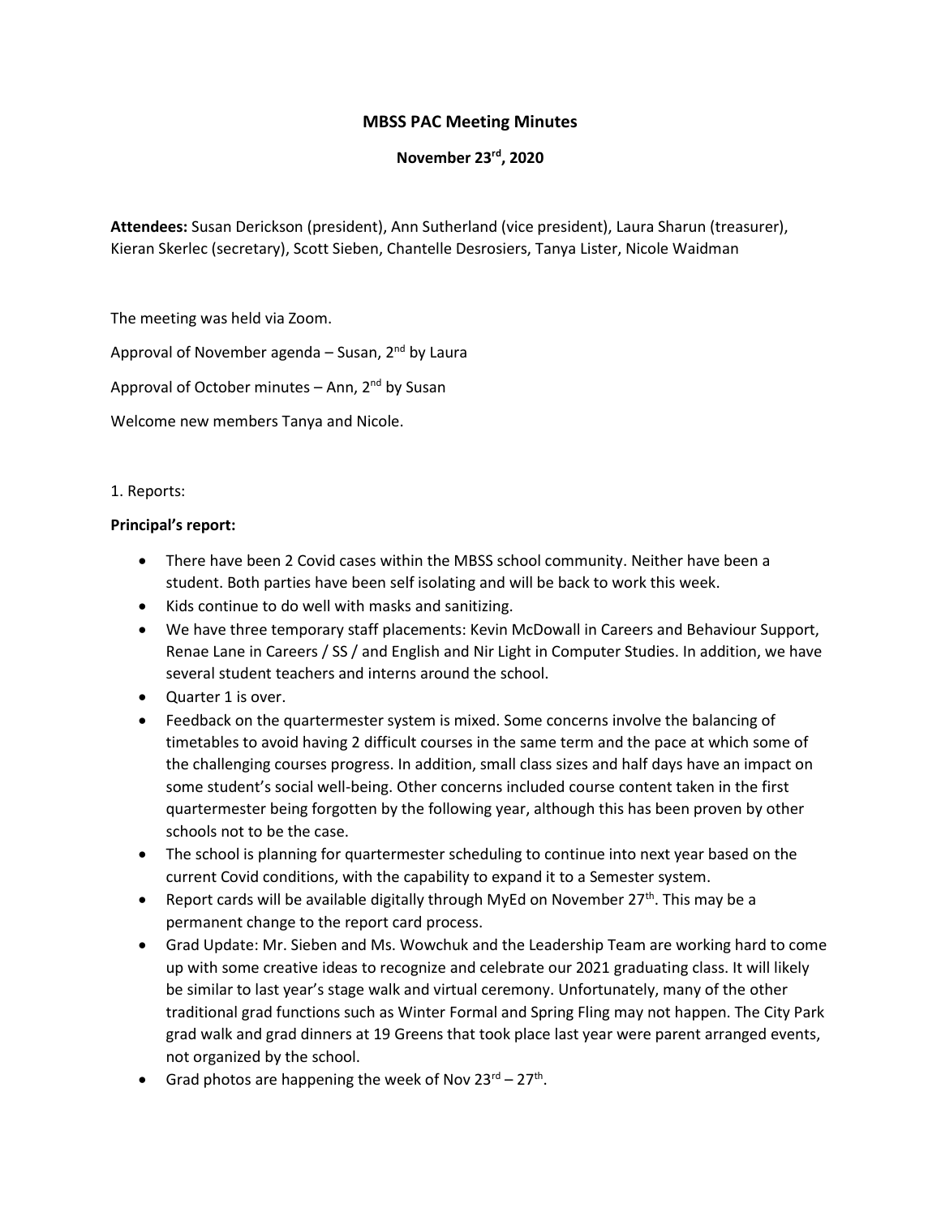# MBSS PAC Meeting Minutes

## November 23rd, 2020

**Attendees:** Susan Derickson (president), Ann Sutherland (vice president), Laura Sharun (treasurer), Kieran Skerlec (secretary), Scott Sieben, Chantelle Desrosiers, Tanya Lister, Nicole Waidman

The meeting was held via Zoom.

Approval of November agenda – Susan, 2nd by Laura

Approval of October minutes – Ann, 2nd by Susan

Welcome new members Tanya and Nicole.

1. Reports:

**Principal's report:**

- There have been 2 Covid cases within the MBSS school community. Neither have been a student. Both parties have been self isolating and will be back to work this week.
- Kids continue to do well with masks and sanitizing.
- We have three temporary staff placements: Kevin McDowall in Careers and Behaviour Support, Renae Lane in Careers / SS / and English and Nir Light in Computer Studies. In addition, we have several student teachers and interns around the school.
- Quarter 1 is over.
- Feedback on the quartermester system is mixed. Some concerns involve the balancing of timetables to avoid having 2 difficult courses in the same term and the pace at which some of the challenging courses progress. In addition, small class sizes and half days have an impact on some student's social well-being. Other concerns included course content taken in the first quartermester being forgotten by the following year, although this has been proven by other schools not to be the case.
- The school is planning for quartermester scheduling to continue into next year based on the current Covid conditions, with the capability to expand it to a Semester system.
- Report cards will be available digitally through MyEd on November 27th. This may be a permanent change to the report card process.
- Grad Update: Mr. Sieben and Ms. Wowchuk and the Leadership Team are working hard to come up with some creative ideas to recognize and celebrate our 2021 graduating class. It will likely be similar to last year's stage walk and virtual ceremony. Unfortunately, many of the other traditional grad functions such as Winter Formal and Spring Fling may not happen. The City Park grad walk and grad dinners at 19 Greens that took place last year were parent arranged events, not organized by the school.
- Grad photos are happening the week of Nov 23rd – 27th.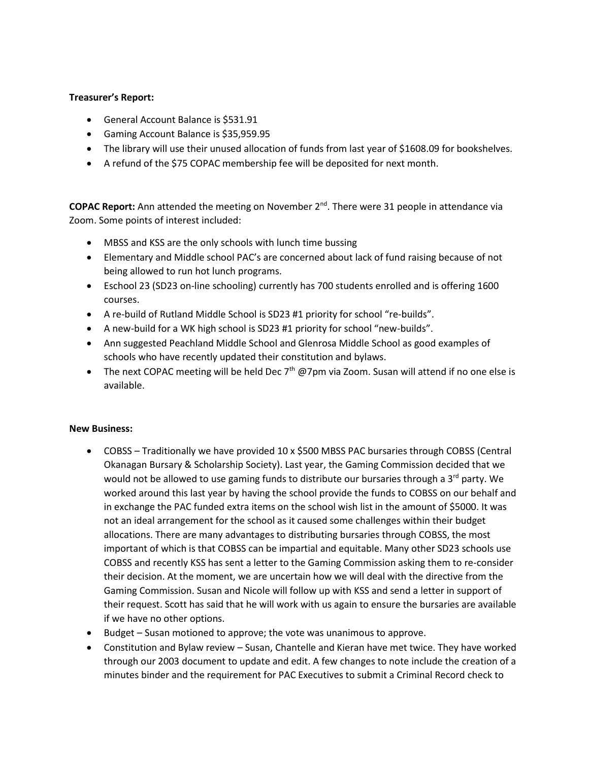**Treasurer's Report:**

- General Account Balance is $531.91
- Gaming Account Balance is $35,959.95
- The library will use their unused allocation of funds from last year of $1608.09 for bookshelves.
- A refund of the $75 COPAC membership fee will be deposited for next month.

**COPAC Report:** Ann attended the meeting on November 2nd. There were 31 people in attendance via Zoom. Some points of interest included:

- MBSS and KSS are the only schools with lunch time bussing
- Elementary and Middle school PAC's are concerned about lack of fund raising because of not being allowed to run hot lunch programs.
- Eschool 23 (SD23 on-line schooling) currently has 700 students enrolled and is offering 1600 courses.
- A re-build of Rutland Middle School is SD23 #1 priority for school "re-builds".
- A new-build for a WK high school is SD23 #1 priority for school "new-builds".
- Ann suggested Peachland Middle School and Glenrosa Middle School as good examples of schools who have recently updated their constitution and bylaws.
- The next COPAC meeting will be held Dec 7th @7pm via Zoom. Susan will attend if no one else is available.

**New Business:**

- COBSS – Traditionally we have provided 10 x $500 MBSS PAC bursaries through COBSS (Central Okanagan Bursary & Scholarship Society). Last year, the Gaming Commission decided that we would not be allowed to use gaming funds to distribute our bursaries through a 3rd party. We worked around this last year by having the school provide the funds to COBSS on our behalf and in exchange the PAC funded extra items on the school wish list in the amount of $5000. It was not an ideal arrangement for the school as it caused some challenges within their budget allocations. There are many advantages to distributing bursaries through COBSS, the most important of which is that COBSS can be impartial and equitable. Many other SD23 schools use COBSS and recently KSS has sent a letter to the Gaming Commission asking them to re-consider their decision. At the moment, we are uncertain how we will deal with the directive from the Gaming Commission. Susan and Nicole will follow up with KSS and send a letter in support of their request. Scott has said that he will work with us again to ensure the bursaries are available if we have no other options.
- Budget – Susan motioned to approve; the vote was unanimous to approve.
- Constitution and Bylaw review – Susan, Chantelle and Kieran have met twice. They have worked through our 2003 document to update and edit. A few changes to note include the creation of a minutes binder and the requirement for PAC Executives to submit a Criminal Record check to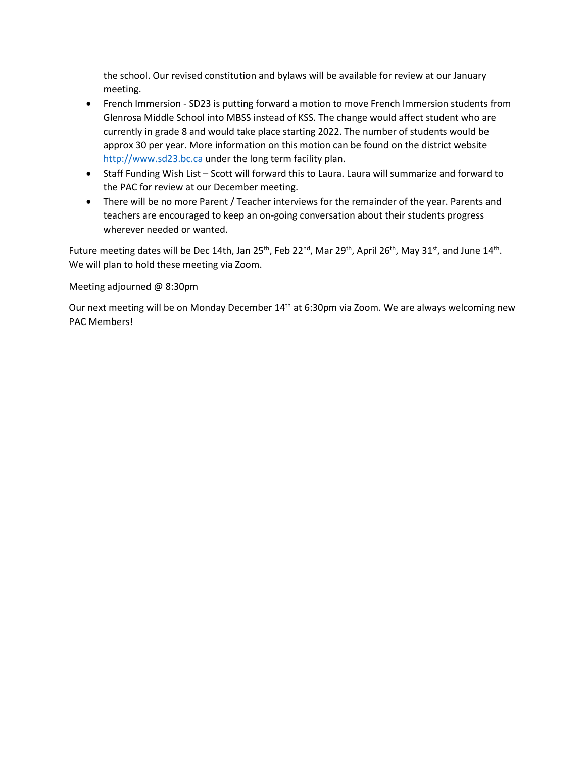the school. Our revised constitution and bylaws will be available for review at our January meeting.

- French Immersion - SD23 is putting forward a motion to move French Immersion students from Glenrosa Middle School into MBSS instead of KSS. The change would affect student who are currently in grade 8 and would take place starting 2022. The number of students would be approx 30 per year. More information on this motion can be found on the district website http://www.sd23.bc.ca under the long term facility plan.
- Staff Funding Wish List – Scott will forward this to Laura. Laura will summarize and forward to the PAC for review at our December meeting.
- There will be no more Parent / Teacher interviews for the remainder of the year. Parents and teachers are encouraged to keep an on-going conversation about their students progress wherever needed or wanted.

Future meeting dates will be Dec 14th, Jan 25th, Feb 22nd, Mar 29th, April 26th, May 31st, and June 14th. We will plan to hold these meeting via Zoom.

Meeting adjourned @ 8:30pm

Our next meeting will be on Monday December 14th at 6:30pm via Zoom. We are always welcoming new PAC Members!